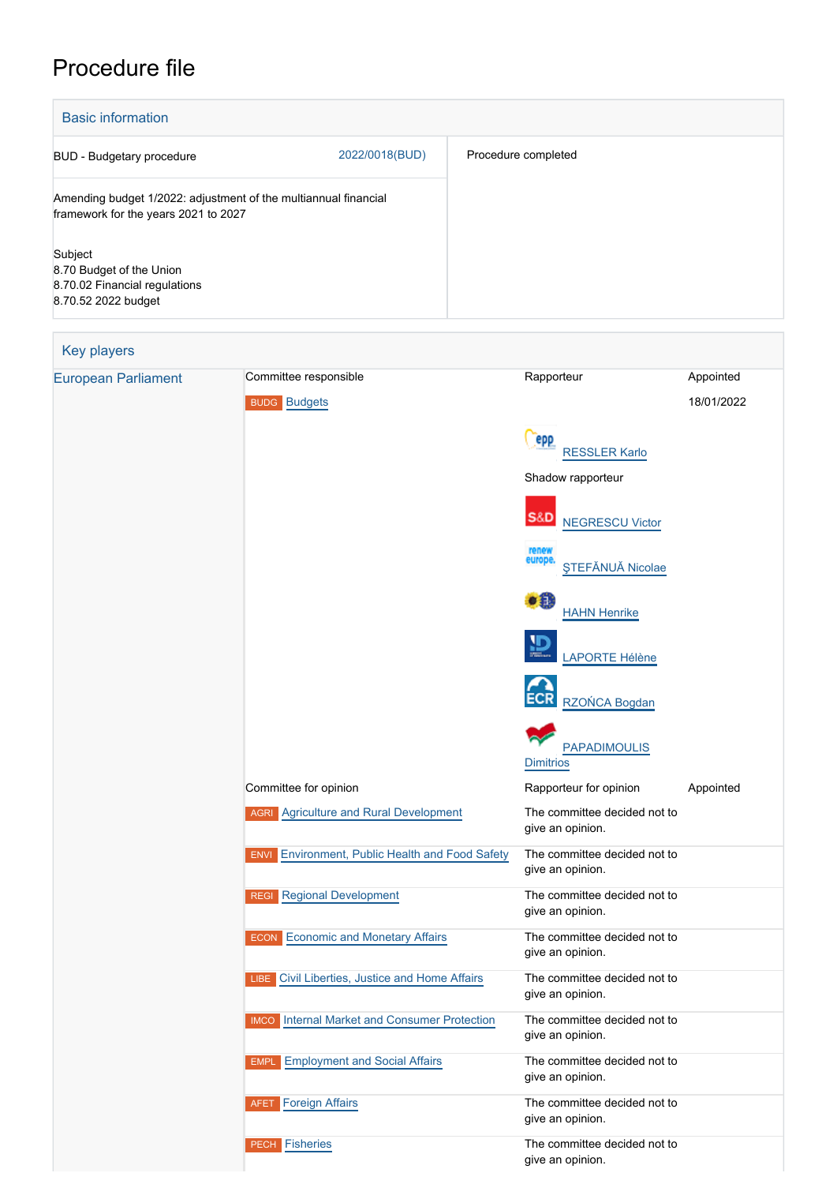# Procedure file

## Basic information

| | | |
|---|---|---|
| BUD - Budgetary procedure | 2022/0018(BUD) | Procedure completed |
| Amending budget 1/2022: adjustment of the multiannual financial framework for the years 2021 to 2027<br><br>Subject<br>8.70 Budget of the Union<br>8.70.02 Financial regulations<br>8.70.52 2022 budget | | |

## Key players

| | | | |
|---|---|---|---|
| European Parliament | Committee responsible | Rapporteur | Appointed |
| | BUDG Budgets | RESSLER Karlo | 18/01/2022 |
| | | Shadow rapporteur | |
| | | NEGRESCU Victor | |
| | | ŞTEFĂNUĂ Nicolae | |
| | | HAHN Henrike | |
| | | LAPORTE Hélène | |
| | | RZOŃCA Bogdan | |
| | | PAPADIMOULIS Dimitrios | |
| | Committee for opinion | Rapporteur for opinion | Appointed |
| | AGRI Agriculture and Rural Development | The committee decided not to give an opinion. | |
| | ENVI Environment, Public Health and Food Safety | The committee decided not to give an opinion. | |
| | REGI Regional Development | The committee decided not to give an opinion. | |
| | ECON Economic and Monetary Affairs | The committee decided not to give an opinion. | |
| | LIBE Civil Liberties, Justice and Home Affairs | The committee decided not to give an opinion. | |
| | IMCO Internal Market and Consumer Protection | The committee decided not to give an opinion. | |
| | EMPL Employment and Social Affairs | The committee decided not to give an opinion. | |
| | AFET Foreign Affairs | The committee decided not to give an opinion. | |
| | PECH Fisheries | The committee decided not to give an opinion. | |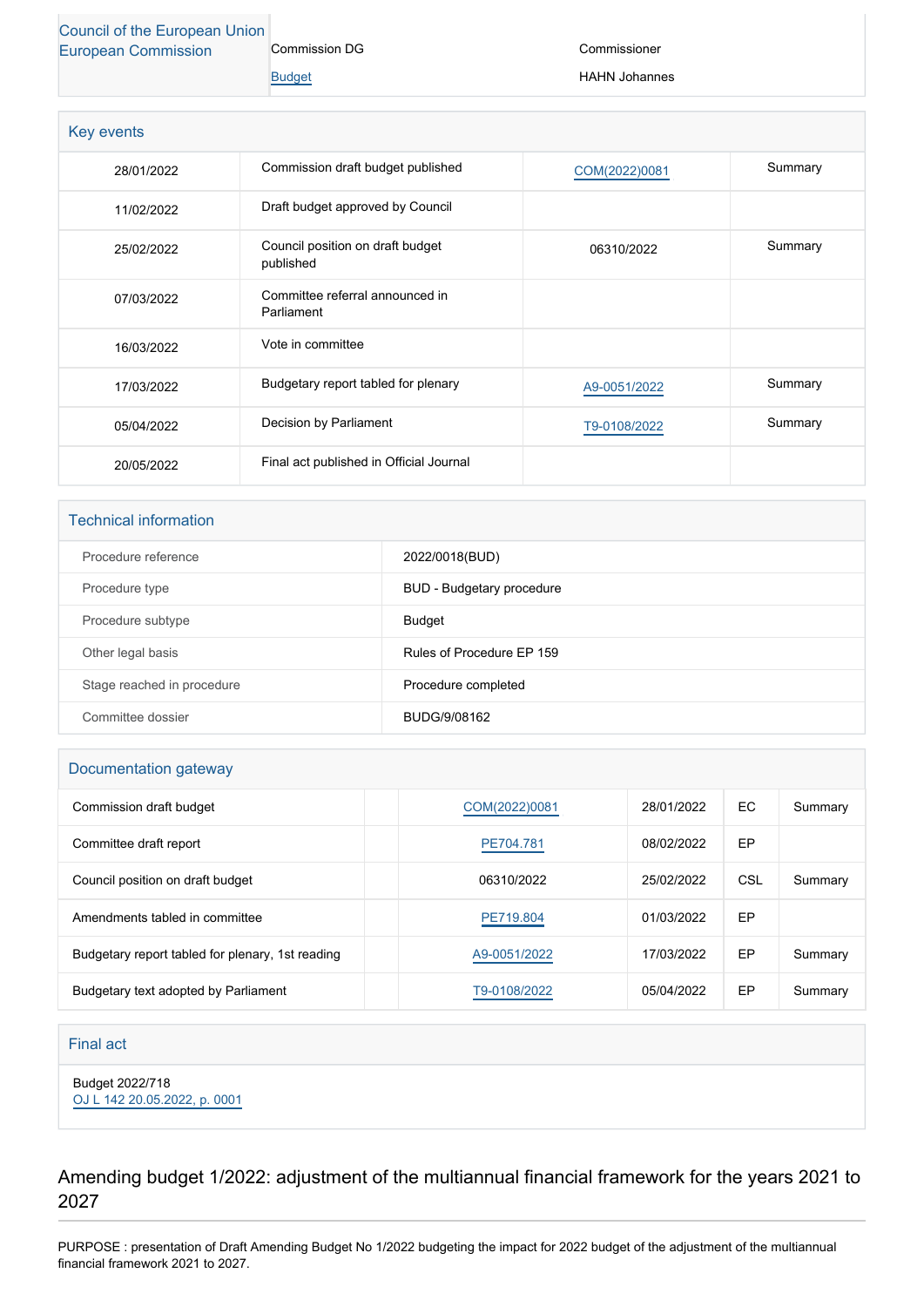| Council of the European Union European Commission | Commission DG | Commissioner |
|---|---|---|
| | Budget | HAHN Johannes |

## Key events

| | | | |
|---|---|---|---|
| 28/01/2022 | Commission draft budget published | COM(2022)0081 | Summary |
| 11/02/2022 | Draft budget approved by Council | | |
| 25/02/2022 | Council position on draft budget published | 06310/2022 | Summary |
| 07/03/2022 | Committee referral announced in Parliament | | |
| 16/03/2022 | Vote in committee | | |
| 17/03/2022 | Budgetary report tabled for plenary | A9-0051/2022 | Summary |
| 05/04/2022 | Decision by Parliament | T9-0108/2022 | Summary |
| 20/05/2022 | Final act published in Official Journal | | |

## Technical information

| | |
|---|---|
| Procedure reference | 2022/0018(BUD) |
| Procedure type | BUD - Budgetary procedure |
| Procedure subtype | Budget |
| Other legal basis | Rules of Procedure EP 159 |
| Stage reached in procedure | Procedure completed |
| Committee dossier | BUDG/9/08162 |

## Documentation gateway

| | | | | | |
|---|---|---|---|---|---|
| Commission draft budget | | COM(2022)0081 | 28/01/2022 | EC | Summary |
| Committee draft report | | PE704.781 | 08/02/2022 | EP | |
| Council position on draft budget | | 06310/2022 | 25/02/2022 | CSL | Summary |
| Amendments tabled in committee | | PE719.804 | 01/03/2022 | EP | |
| Budgetary report tabled for plenary, 1st reading | | A9-0051/2022 | 17/03/2022 | EP | Summary |
| Budgetary text adopted by Parliament | | T9-0108/2022 | 05/04/2022 | EP | Summary |

## Final act

Budget 2022/718
OJ L 142 20.05.2022, p. 0001

## Amending budget 1/2022: adjustment of the multiannual financial framework for the years 2021 to 2027

PURPOSE : presentation of Draft Amending Budget No 1/2022 budgeting the impact for 2022 budget of the adjustment of the multiannual financial framework 2021 to 2027.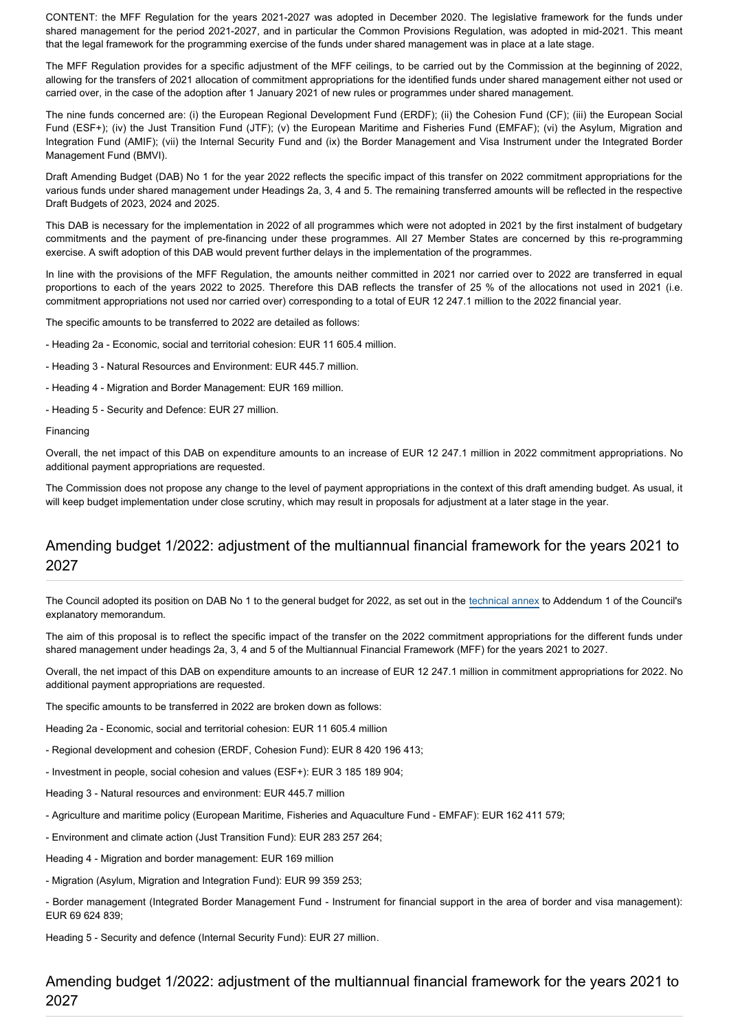CONTENT: the MFF Regulation for the years 2021-2027 was adopted in December 2020. The legislative framework for the funds under shared management for the period 2021-2027, and in particular the Common Provisions Regulation, was adopted in mid-2021. This meant that the legal framework for the programming exercise of the funds under shared management was in place at a late stage.

The MFF Regulation provides for a specific adjustment of the MFF ceilings, to be carried out by the Commission at the beginning of 2022, allowing for the transfers of 2021 allocation of commitment appropriations for the identified funds under shared management either not used or carried over, in the case of the adoption after 1 January 2021 of new rules or programmes under shared management.

The nine funds concerned are: (i) the European Regional Development Fund (ERDF); (ii) the Cohesion Fund (CF); (iii) the European Social Fund (ESF+); (iv) the Just Transition Fund (JTF); (v) the European Maritime and Fisheries Fund (EMFAF); (vi) the Asylum, Migration and Integration Fund (AMIF); (vii) the Internal Security Fund and (ix) the Border Management and Visa Instrument under the Integrated Border Management Fund (BMVI).

Draft Amending Budget (DAB) No 1 for the year 2022 reflects the specific impact of this transfer on 2022 commitment appropriations for the various funds under shared management under Headings 2a, 3, 4 and 5. The remaining transferred amounts will be reflected in the respective Draft Budgets of 2023, 2024 and 2025.

This DAB is necessary for the implementation in 2022 of all programmes which were not adopted in 2021 by the first instalment of budgetary commitments and the payment of pre-financing under these programmes. All 27 Member States are concerned by this re-programming exercise. A swift adoption of this DAB would prevent further delays in the implementation of the programmes.

In line with the provisions of the MFF Regulation, the amounts neither committed in 2021 nor carried over to 2022 are transferred in equal proportions to each of the years 2022 to 2025. Therefore this DAB reflects the transfer of 25 % of the allocations not used in 2021 (i.e. commitment appropriations not used nor carried over) corresponding to a total of EUR 12 247.1 million to the 2022 financial year.

The specific amounts to be transferred to 2022 are detailed as follows:

- Heading 2a - Economic, social and territorial cohesion: EUR 11 605.4 million.
- Heading 3 - Natural Resources and Environment: EUR 445.7 million.
- Heading 4 - Migration and Border Management: EUR 169 million.
- Heading 5 - Security and Defence: EUR 27 million.

Financing

Overall, the net impact of this DAB on expenditure amounts to an increase of EUR 12 247.1 million in 2022 commitment appropriations. No additional payment appropriations are requested.

The Commission does not propose any change to the level of payment appropriations in the context of this draft amending budget. As usual, it will keep budget implementation under close scrutiny, which may result in proposals for adjustment at a later stage in the year.

## Amending budget 1/2022: adjustment of the multiannual financial framework for the years 2021 to 2027

The Council adopted its position on DAB No 1 to the general budget for 2022, as set out in the technical annex to Addendum 1 of the Council's explanatory memorandum.

The aim of this proposal is to reflect the specific impact of the transfer on the 2022 commitment appropriations for the different funds under shared management under headings 2a, 3, 4 and 5 of the Multiannual Financial Framework (MFF) for the years 2021 to 2027.

Overall, the net impact of this DAB on expenditure amounts to an increase of EUR 12 247.1 million in commitment appropriations for 2022. No additional payment appropriations are requested.

The specific amounts to be transferred in 2022 are broken down as follows:

Heading 2a - Economic, social and territorial cohesion: EUR 11 605.4 million

- Regional development and cohesion (ERDF, Cohesion Fund): EUR 8 420 196 413;
- Investment in people, social cohesion and values (ESF+): EUR 3 185 189 904;

Heading 3 - Natural resources and environment: EUR 445.7 million

- Agriculture and maritime policy (European Maritime, Fisheries and Aquaculture Fund - EMFAF): EUR 162 411 579;
- Environment and climate action (Just Transition Fund): EUR 283 257 264;

Heading 4 - Migration and border management: EUR 169 million

- Migration (Asylum, Migration and Integration Fund): EUR 99 359 253;
- Border management (Integrated Border Management Fund - Instrument for financial support in the area of border and visa management): EUR 69 624 839;

Heading 5 - Security and defence (Internal Security Fund): EUR 27 million.

## Amending budget 1/2022: adjustment of the multiannual financial framework for the years 2021 to 2027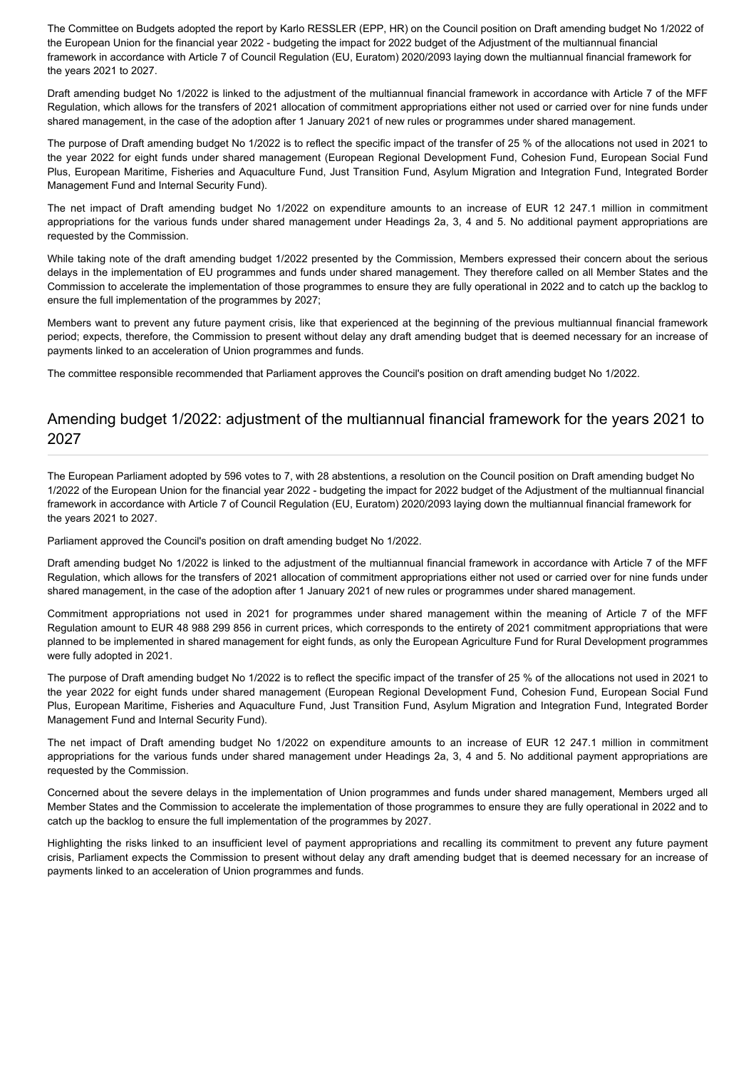The Committee on Budgets adopted the report by Karlo RESSLER (EPP, HR) on the Council position on Draft amending budget No 1/2022 of the European Union for the financial year 2022 - budgeting the impact for 2022 budget of the Adjustment of the multiannual financial framework in accordance with Article 7 of Council Regulation (EU, Euratom) 2020/2093 laying down the multiannual financial framework for the years 2021 to 2027.

Draft amending budget No 1/2022 is linked to the adjustment of the multiannual financial framework in accordance with Article 7 of the MFF Regulation, which allows for the transfers of 2021 allocation of commitment appropriations either not used or carried over for nine funds under shared management, in the case of the adoption after 1 January 2021 of new rules or programmes under shared management.

The purpose of Draft amending budget No 1/2022 is to reflect the specific impact of the transfer of 25 % of the allocations not used in 2021 to the year 2022 for eight funds under shared management (European Regional Development Fund, Cohesion Fund, European Social Fund Plus, European Maritime, Fisheries and Aquaculture Fund, Just Transition Fund, Asylum Migration and Integration Fund, Integrated Border Management Fund and Internal Security Fund).

The net impact of Draft amending budget No 1/2022 on expenditure amounts to an increase of EUR 12 247.1 million in commitment appropriations for the various funds under shared management under Headings 2a, 3, 4 and 5. No additional payment appropriations are requested by the Commission.

While taking note of the draft amending budget 1/2022 presented by the Commission, Members expressed their concern about the serious delays in the implementation of EU programmes and funds under shared management. They therefore called on all Member States and the Commission to accelerate the implementation of those programmes to ensure they are fully operational in 2022 and to catch up the backlog to ensure the full implementation of the programmes by 2027;

Members want to prevent any future payment crisis, like that experienced at the beginning of the previous multiannual financial framework period; expects, therefore, the Commission to present without delay any draft amending budget that is deemed necessary for an increase of payments linked to an acceleration of Union programmes and funds.

The committee responsible recommended that Parliament approves the Council's position on draft amending budget No 1/2022.

## Amending budget 1/2022: adjustment of the multiannual financial framework for the years 2021 to 2027

The European Parliament adopted by 596 votes to 7, with 28 abstentions, a resolution on the Council position on Draft amending budget No 1/2022 of the European Union for the financial year 2022 - budgeting the impact for 2022 budget of the Adjustment of the multiannual financial framework in accordance with Article 7 of Council Regulation (EU, Euratom) 2020/2093 laying down the multiannual financial framework for the years 2021 to 2027.

Parliament approved the Council's position on draft amending budget No 1/2022.

Draft amending budget No 1/2022 is linked to the adjustment of the multiannual financial framework in accordance with Article 7 of the MFF Regulation, which allows for the transfers of 2021 allocation of commitment appropriations either not used or carried over for nine funds under shared management, in the case of the adoption after 1 January 2021 of new rules or programmes under shared management.

Commitment appropriations not used in 2021 for programmes under shared management within the meaning of Article 7 of the MFF Regulation amount to EUR 48 988 299 856 in current prices, which corresponds to the entirety of 2021 commitment appropriations that were planned to be implemented in shared management for eight funds, as only the European Agriculture Fund for Rural Development programmes were fully adopted in 2021.

The purpose of Draft amending budget No 1/2022 is to reflect the specific impact of the transfer of 25 % of the allocations not used in 2021 to the year 2022 for eight funds under shared management (European Regional Development Fund, Cohesion Fund, European Social Fund Plus, European Maritime, Fisheries and Aquaculture Fund, Just Transition Fund, Asylum Migration and Integration Fund, Integrated Border Management Fund and Internal Security Fund).

The net impact of Draft amending budget No 1/2022 on expenditure amounts to an increase of EUR 12 247.1 million in commitment appropriations for the various funds under shared management under Headings 2a, 3, 4 and 5. No additional payment appropriations are requested by the Commission.

Concerned about the severe delays in the implementation of Union programmes and funds under shared management, Members urged all Member States and the Commission to accelerate the implementation of those programmes to ensure they are fully operational in 2022 and to catch up the backlog to ensure the full implementation of the programmes by 2027.

Highlighting the risks linked to an insufficient level of payment appropriations and recalling its commitment to prevent any future payment crisis, Parliament expects the Commission to present without delay any draft amending budget that is deemed necessary for an increase of payments linked to an acceleration of Union programmes and funds.